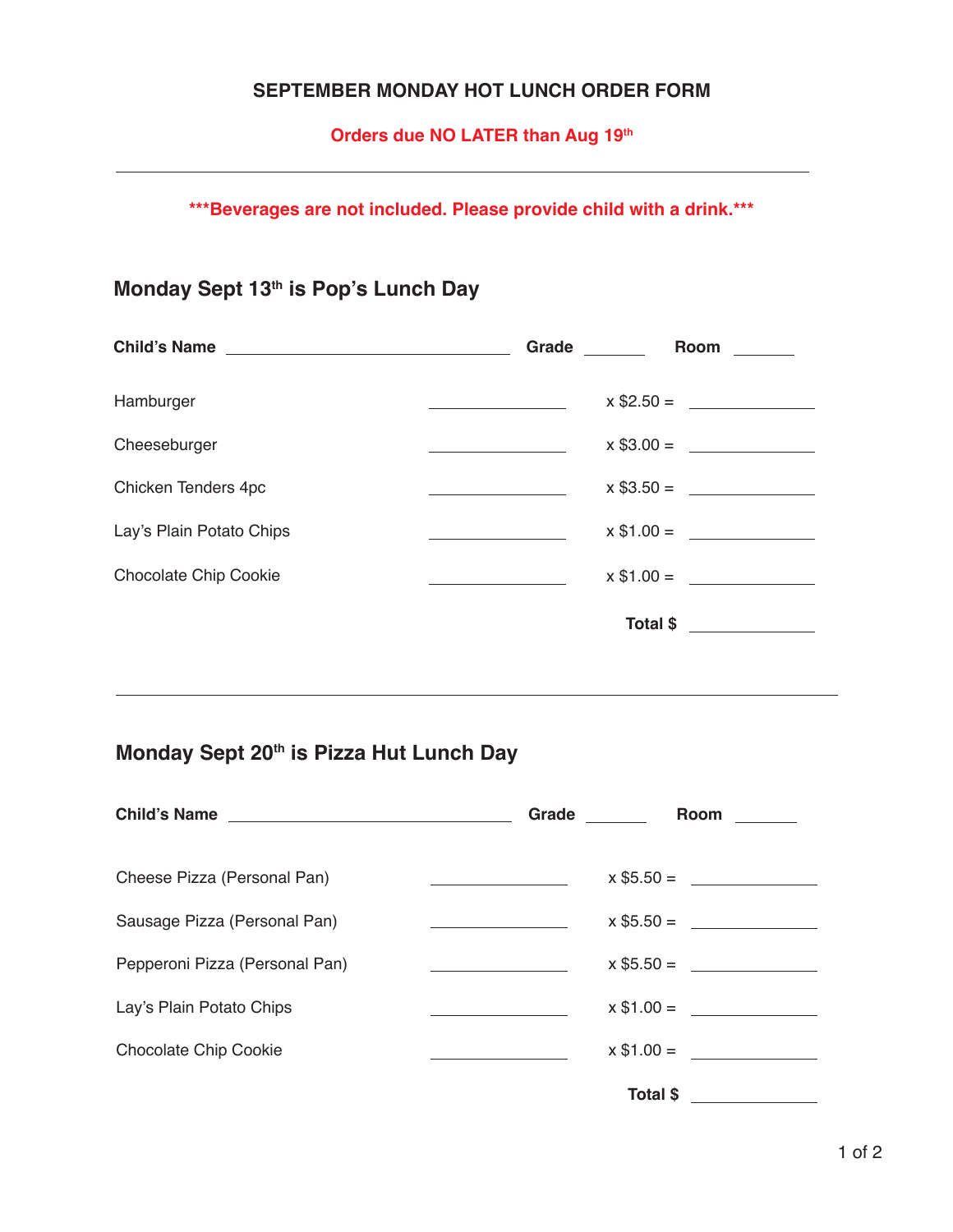# SEPTEMBER MONDAY HOT LUNCH ORDER FORM

**Orders due NO LATER than Aug 19th**

---

*****Beverages are not included. Please provide child with a drink.*****

## Monday Sept 13th is Pop's Lunch Day

**Child's Name** ______________________ **Grade** ________ **Room** ________

| Item | Quantity | Price | Amount |
|---|---|---|---|
| Hamburger | ________ | x $2.50 = | ________ |
| Cheeseburger | ________ | x $3.00 = | ________ |
| Chicken Tenders 4pc | ________ | x $3.50 = | ________ |
| Lay's Plain Potato Chips | ________ | x $1.00 = | ________ |
| Chocolate Chip Cookie | ________ | x $1.00 = | ________ |
| | | **Total $** | ________ |

---

## Monday Sept 20th is Pizza Hut Lunch Day

**Child's Name** ______________________ **Grade** ________ **Room** ________

| Item | Quantity | Price | Amount |
|---|---|---|---|
| Cheese Pizza (Personal Pan) | ________ | x $5.50 = | ________ |
| Sausage Pizza (Personal Pan) | ________ | x $5.50 = | ________ |
| Pepperoni Pizza (Personal Pan) | ________ | x $5.50 = | ________ |
| Lay's Plain Potato Chips | ________ | x $1.00 = | ________ |
| Chocolate Chip Cookie | ________ | x $1.00 = | ________ |
| | | **Total $** | ________ |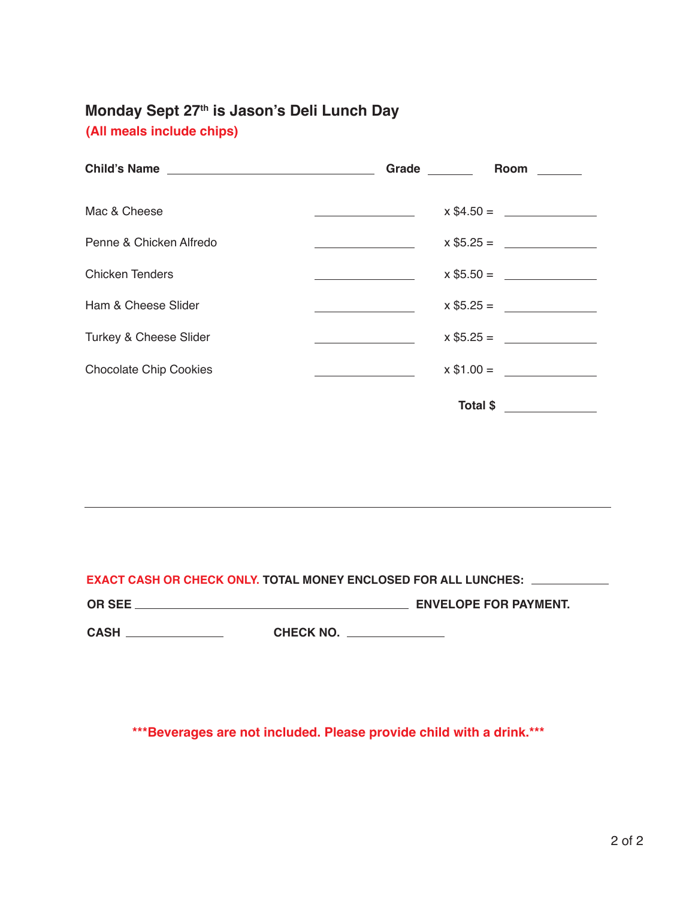## Monday Sept 27th is Jason's Deli Lunch Day

**(All meals include chips)**

**Child's Name** ______________________________ **Grade** _______ **Room** _______

| | | | |
|---|---|---|---|
| Mac & Cheese | ____________ | x $4.50 = | ____________ |
| Penne & Chicken Alfredo | ____________ | x $5.25 = | ____________ |
| Chicken Tenders | ____________ | x $5.50 = | ____________ |
| Ham & Cheese Slider | ____________ | x $5.25 = | ____________ |
| Turkey & Cheese Slider | ____________ | x $5.25 = | ____________ |
| Chocolate Chip Cookies | ____________ | x $1.00 = | ____________ |
| | | **Total $** | ____________ |

---

**EXACT CASH OR CHECK ONLY. TOTAL MONEY ENCLOSED FOR ALL LUNCHES:** ____________

**OR SEE** ________________________________________ **ENVELOPE FOR PAYMENT.**

**CASH** ______________ **CHECK NO.** ______________

**\*\*\*Beverages are not included. Please provide child with a drink.\*\*\***